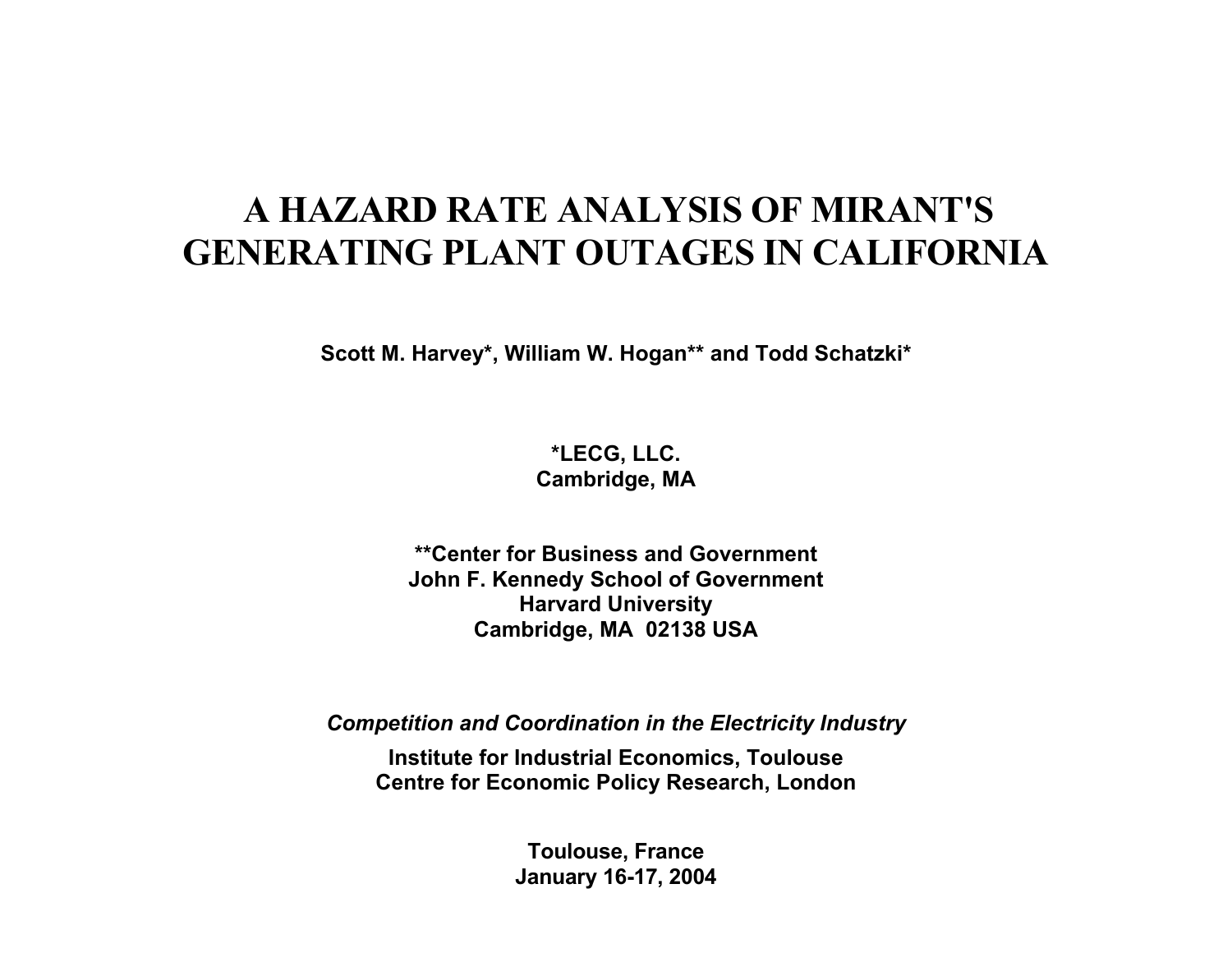# A HAZARD RATE ANALYSIS OF MIRANT'S GENERATING PLANT OUTAGES IN CALIFORNIA

**Scott M. Harvey*, William W. Hogan** and Todd Schatzki***

**\*LECG, LLC.**
**Cambridge, MA**

**\*\*Center for Business and Government**
**John F. Kennedy School of Government**
**Harvard University**
**Cambridge, MA 02138 USA**

***Competition and Coordination in the Electricity Industry***

**Institute for Industrial Economics, Toulouse**
**Centre for Economic Policy Research, London**

**Toulouse, France**
**January 16-17, 2004**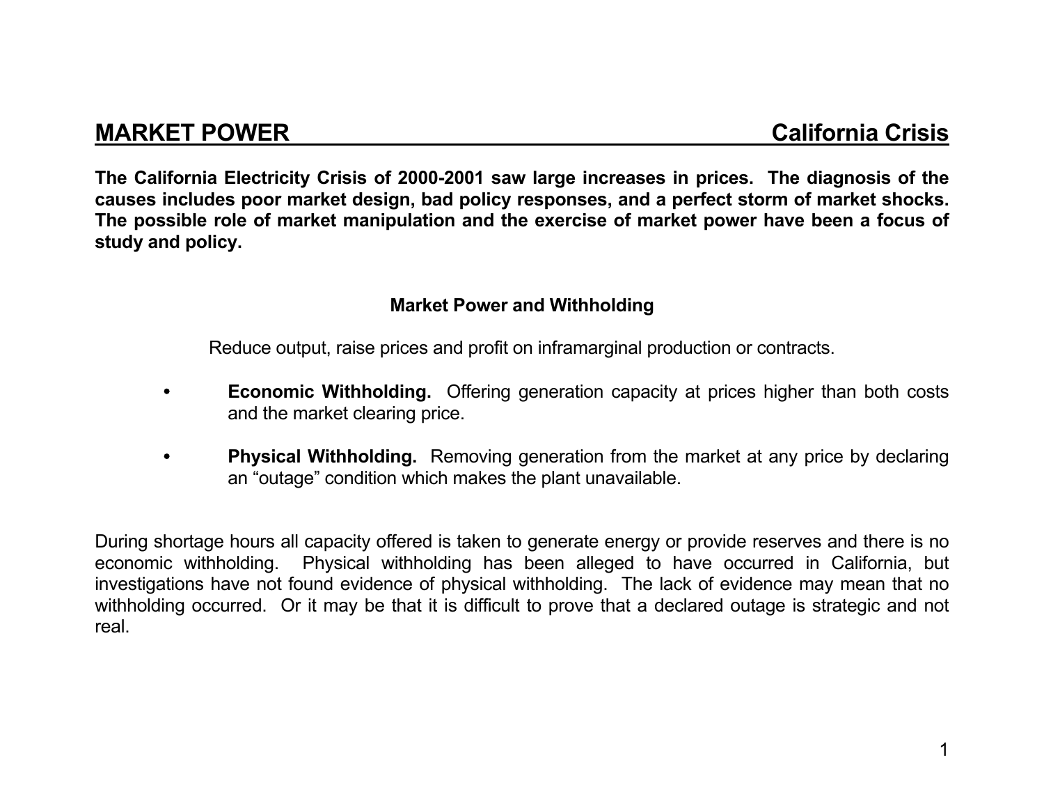## MARKET POWER — California Crisis

**The California Electricity Crisis of 2000-2001 saw large increases in prices. The diagnosis of the causes includes poor market design, bad policy responses, and a perfect storm of market shocks. The possible role of market manipulation and the exercise of market power have been a focus of study and policy.**

### Market Power and Withholding

Reduce output, raise prices and profit on inframarginal production or contracts.

- **Economic Withholding.** Offering generation capacity at prices higher than both costs and the market clearing price.
- **Physical Withholding.** Removing generation from the market at any price by declaring an "outage" condition which makes the plant unavailable.

During shortage hours all capacity offered is taken to generate energy or provide reserves and there is no economic withholding. Physical withholding has been alleged to have occurred in California, but investigations have not found evidence of physical withholding. The lack of evidence may mean that no withholding occurred. Or it may be that it is difficult to prove that a declared outage is strategic and not real.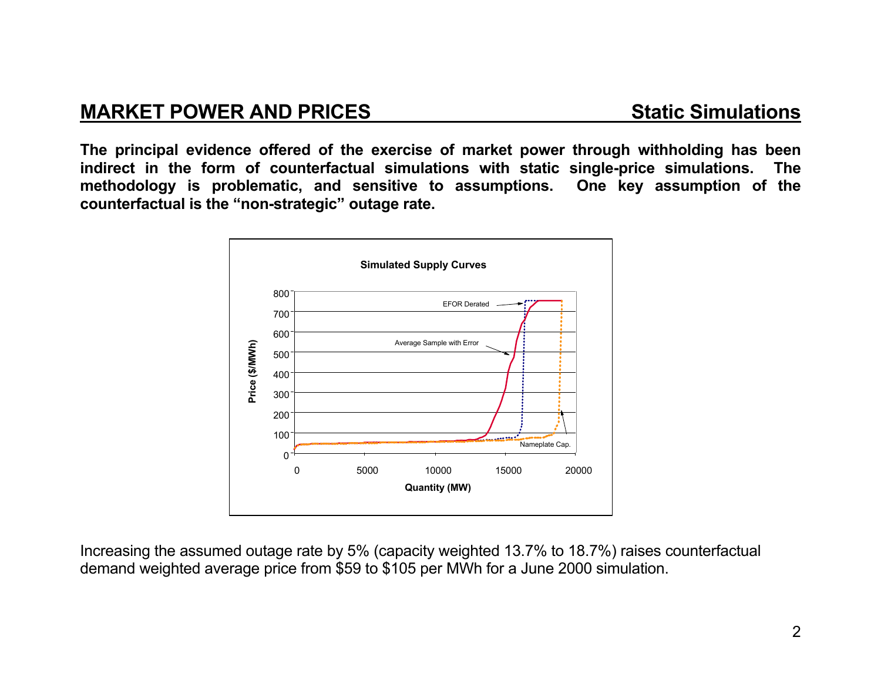## MARKET POWER AND PRICES — Static Simulations

**The principal evidence offered of the exercise of market power through withholding has been indirect in the form of counterfactual simulations with static single-price simulations. The methodology is problematic, and sensitive to assumptions. One key assumption of the counterfactual is the "non-strategic" outage rate.**

**Simulated Supply Curves**

Increasing the assumed outage rate by 5% (capacity weighted 13.7% to 18.7%) raises counterfactual demand weighted average price from $59 to $105 per MWh for a June 2000 simulation.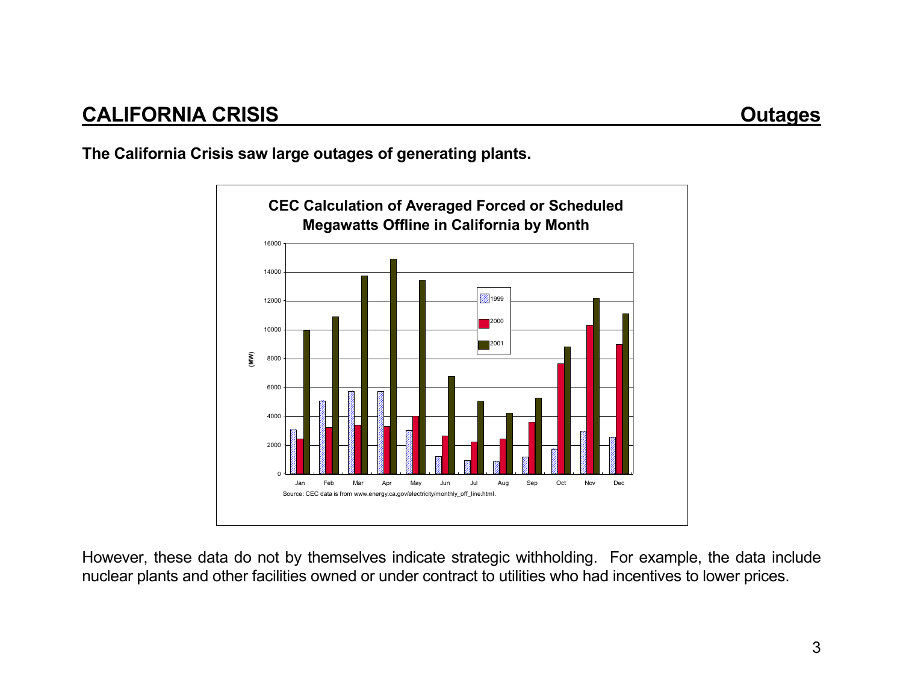## CALIFORNIA CRISIS — Outages

**The California Crisis saw large outages of generating plants.**

**CEC Calculation of Averaged Forced or Scheduled Megawatts Offline in California by Month**

Source: CEC data is from www.energy.ca.gov/electricity/monthly_off_line.html.

However, these data do not by themselves indicate strategic withholding. For example, the data include nuclear plants and other facilities owned or under contract to utilities who had incentives to lower prices.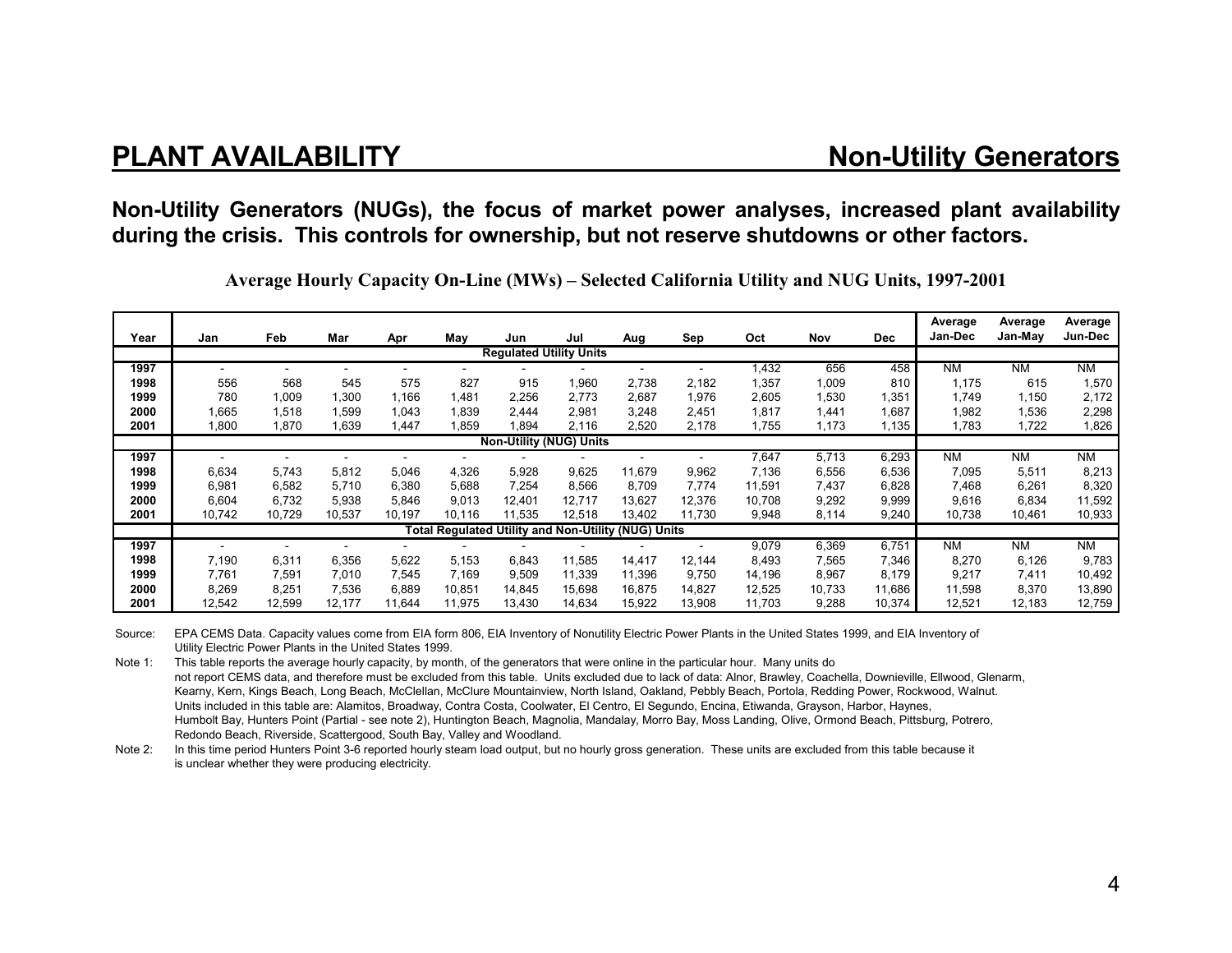## PLANT AVAILABILITY — Non-Utility Generators

**Non-Utility Generators (NUGs), the focus of market power analyses, increased plant availability during the crisis. This controls for ownership, but not reserve shutdowns or other factors.**

**Average Hourly Capacity On-Line (MWs) – Selected California Utility and NUG Units, 1997-2001**

| Year | Jan | Feb | Mar | Apr | May | Jun | Jul | Aug | Sep | Oct | Nov | Dec | Average Jan-Dec | Average Jan-May | Average Jun-Dec |
|---|---|---|---|---|---|---|---|---|---|---|---|---|---|---|---|
| | | | | | | **Regulated Utility Units** | | | | | | | | | |
| **1997** | - | - | - | - | - | - | - | - | - | 1,432 | 656 | 458 | NM | NM | NM |
| **1998** | 556 | 568 | 545 | 575 | 827 | 915 | 1,960 | 2,738 | 2,182 | 1,357 | 1,009 | 810 | 1,175 | 615 | 1,570 |
| **1999** | 780 | 1,009 | 1,300 | 1,166 | 1,481 | 2,256 | 2,773 | 2,687 | 1,976 | 2,605 | 1,530 | 1,351 | 1,749 | 1,150 | 2,172 |
| **2000** | 1,665 | 1,518 | 1,599 | 1,043 | 1,839 | 2,444 | 2,981 | 3,248 | 2,451 | 1,817 | 1,441 | 1,687 | 1,982 | 1,536 | 2,298 |
| **2001** | 1,800 | 1,870 | 1,639 | 1,447 | 1,859 | 1,894 | 2,116 | 2,520 | 2,178 | 1,755 | 1,173 | 1,135 | 1,783 | 1,722 | 1,826 |
| | | | | | | **Non-Utility (NUG) Units** | | | | | | | | | |
| **1997** | - | - | - | - | - | - | - | - | - | 7,647 | 5,713 | 6,293 | NM | NM | NM |
| **1998** | 6,634 | 5,743 | 5,812 | 5,046 | 4,326 | 5,928 | 9,625 | 11,679 | 9,962 | 7,136 | 6,556 | 6,536 | 7,095 | 5,511 | 8,213 |
| **1999** | 6,981 | 6,582 | 5,710 | 6,380 | 5,688 | 7,254 | 8,566 | 8,709 | 7,774 | 11,591 | 7,437 | 6,828 | 7,468 | 6,261 | 8,320 |
| **2000** | 6,604 | 6,732 | 5,938 | 5,846 | 9,013 | 12,401 | 12,717 | 13,627 | 12,376 | 10,708 | 9,292 | 9,999 | 9,616 | 6,834 | 11,592 |
| **2001** | 10,742 | 10,729 | 10,537 | 10,197 | 10,116 | 11,535 | 12,518 | 13,402 | 11,730 | 9,948 | 8,114 | 9,240 | 10,738 | 10,461 | 10,933 |
| | | | | | | **Total Regulated Utility and Non-Utility (NUG) Units** | | | | | | | | | |
| **1997** | - | - | - | - | - | - | - | - | - | 9,079 | 6,369 | 6,751 | NM | NM | NM |
| **1998** | 7,190 | 6,311 | 6,356 | 5,622 | 5,153 | 6,843 | 11,585 | 14,417 | 12,144 | 8,493 | 7,565 | 7,346 | 8,270 | 6,126 | 9,783 |
| **1999** | 7,761 | 7,591 | 7,010 | 7,545 | 7,169 | 9,509 | 11,339 | 11,396 | 9,750 | 14,196 | 8,967 | 8,179 | 9,217 | 7,411 | 10,492 |
| **2000** | 8,269 | 8,251 | 7,536 | 6,889 | 10,851 | 14,845 | 15,698 | 16,875 | 14,827 | 12,525 | 10,733 | 11,686 | 11,598 | 8,370 | 13,890 |
| **2001** | 12,542 | 12,599 | 12,177 | 11,644 | 11,975 | 13,430 | 14,634 | 15,922 | 13,908 | 11,703 | 9,288 | 10,374 | 12,521 | 12,183 | 12,759 |

Source: EPA CEMS Data. Capacity values come from EIA form 806, EIA Inventory of Nonutility Electric Power Plants in the United States 1999, and EIA Inventory of Utility Electric Power Plants in the United States 1999.

Note 1: This table reports the average hourly capacity, by month, of the generators that were online in the particular hour. Many units do not report CEMS data, and therefore must be excluded from this table. Units excluded due to lack of data: Alnor, Brawley, Coachella, Downieville, Ellwood, Glenarm, Kearny, Kern, Kings Beach, Long Beach, McClellan, McClure Mountainview, North Island, Oakland, Pebbly Beach, Portola, Redding Power, Rockwood, Walnut. Units included in this table are: Alamitos, Broadway, Contra Costa, Coolwater, El Centro, El Segundo, Encina, Etiwanda, Grayson, Harbor, Haynes, Humbolt Bay, Hunters Point (Partial - see note 2), Huntington Beach, Magnolia, Mandalay, Morro Bay, Moss Landing, Olive, Ormond Beach, Pittsburg, Potrero, Redondo Beach, Riverside, Scattergood, South Bay, Valley and Woodland.

Note 2: In this time period Hunters Point 3-6 reported hourly steam load output, but no hourly gross generation. These units are excluded from this table because it is unclear whether they were producing electricity.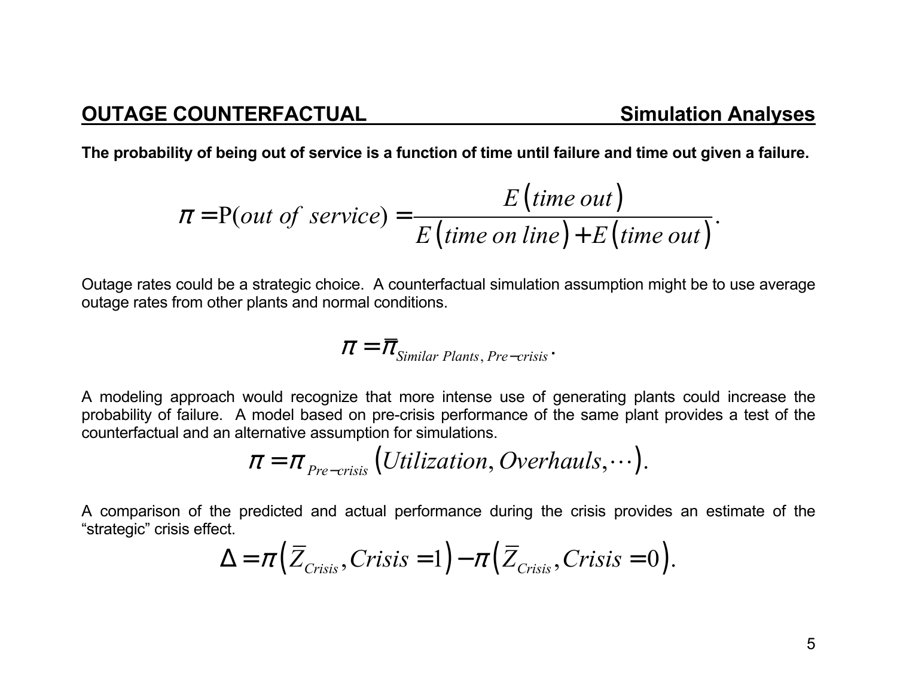## OUTAGE COUNTERFACTUAL Simulation Analyses

**The probability of being out of service is a function of time until failure and time out given a failure.**

$$\pi = \mathrm{P}(out\ of\ \ service) = \frac{E\left(time\ out\right)}{E\left(time\ on\ line\right) + E\left(time\ out\right)}.$$

Outage rates could be a strategic choice. A counterfactual simulation assumption might be to use average outage rates from other plants and normal conditions.

$$\pi = \bar{\pi}_{Similar\ Plants,\ Pre-crisis}.$$

A modeling approach would recognize that more intense use of generating plants could increase the probability of failure. A model based on pre-crisis performance of the same plant provides a test of the counterfactual and an alternative assumption for simulations.

$$\pi = \pi_{Pre-crisis}\left(Utilization, Overhauls, \cdots\right).$$

A comparison of the predicted and actual performance during the crisis provides an estimate of the "strategic" crisis effect.

$$\Delta = \pi\left(\bar{Z}_{Crisis}, Crisis = 1\right) - \pi\left(\bar{Z}_{Crisis}, Crisis = 0\right).$$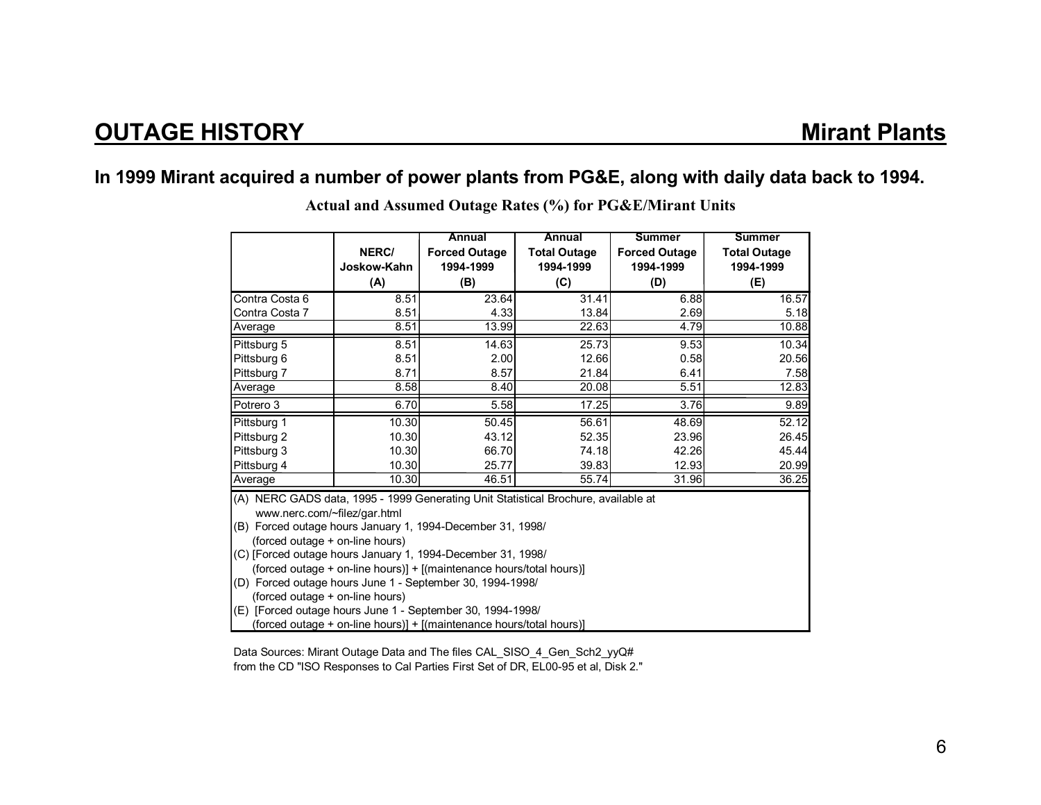# OUTAGE HISTORY — Mirant Plants

## In 1999 Mirant acquired a number of power plants from PG&E, along with daily data back to 1994.

**Actual and Assumed Outage Rates (%) for PG&E/Mirant Units**

| | NERC/ Joskow-Kahn (A) | Annual Forced Outage 1994-1999 (B) | Annual Total Outage 1994-1999 (C) | Summer Forced Outage 1994-1999 (D) | Summer Total Outage 1994-1999 (E) |
|---|---|---|---|---|---|
| Contra Costa 6 | 8.51 | 23.64 | 31.41 | 6.88 | 16.57 |
| Contra Costa 7 | 8.51 | 4.33 | 13.84 | 2.69 | 5.18 |
| Average | 8.51 | 13.99 | 22.63 | 4.79 | 10.88 |
| Pittsburg 5 | 8.51 | 14.63 | 25.73 | 9.53 | 10.34 |
| Pittsburg 6 | 8.51 | 2.00 | 12.66 | 0.58 | 20.56 |
| Pittsburg 7 | 8.71 | 8.57 | 21.84 | 6.41 | 7.58 |
| Average | 8.58 | 8.40 | 20.08 | 5.51 | 12.83 |
| Potrero 3 | 6.70 | 5.58 | 17.25 | 3.76 | 9.89 |
| Pittsburg 1 | 10.30 | 50.45 | 56.61 | 48.69 | 52.12 |
| Pittsburg 2 | 10.30 | 43.12 | 52.35 | 23.96 | 26.45 |
| Pittsburg 3 | 10.30 | 66.70 | 74.18 | 42.26 | 45.44 |
| Pittsburg 4 | 10.30 | 25.77 | 39.83 | 12.93 | 20.99 |
| Average | 10.30 | 46.51 | 55.74 | 31.96 | 36.25 |

(A) NERC GADS data, 1995 - 1999 Generating Unit Statistical Brochure, available at www.nerc.com/~filez/gar.html
(B) Forced outage hours January 1, 1994-December 31, 1998/ (forced outage + on-line hours)
(C) [Forced outage hours January 1, 1994-December 31, 1998/ (forced outage + on-line hours)] + [(maintenance hours/total hours)]
(D) Forced outage hours June 1 - September 30, 1994-1998/ (forced outage + on-line hours)
(E) [Forced outage hours June 1 - September 30, 1994-1998/ (forced outage + on-line hours)] + [(maintenance hours/total hours)]

Data Sources: Mirant Outage Data and The files CAL_SISO_4_Gen_Sch2_yyQ# from the CD "ISO Responses to Cal Parties First Set of DR, EL00-95 et al, Disk 2."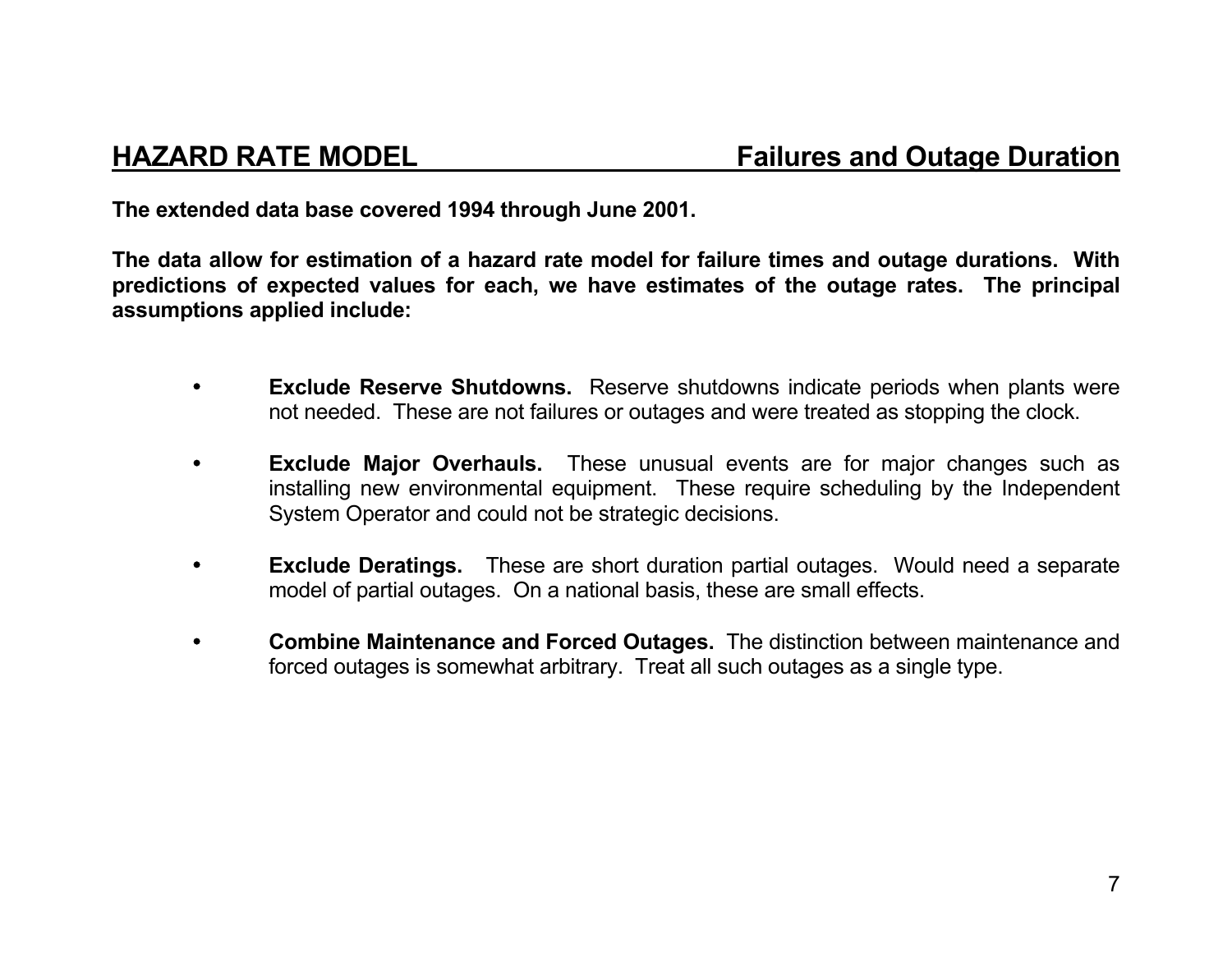## HAZARD RATE MODEL — Failures and Outage Duration

**The extended data base covered 1994 through June 2001.**

**The data allow for estimation of a hazard rate model for failure times and outage durations. With predictions of expected values for each, we have estimates of the outage rates. The principal assumptions applied include:**

- **Exclude Reserve Shutdowns.** Reserve shutdowns indicate periods when plants were not needed. These are not failures or outages and were treated as stopping the clock.

- **Exclude Major Overhauls.** These unusual events are for major changes such as installing new environmental equipment. These require scheduling by the Independent System Operator and could not be strategic decisions.

- **Exclude Deratings.** These are short duration partial outages. Would need a separate model of partial outages. On a national basis, these are small effects.

- **Combine Maintenance and Forced Outages.** The distinction between maintenance and forced outages is somewhat arbitrary. Treat all such outages as a single type.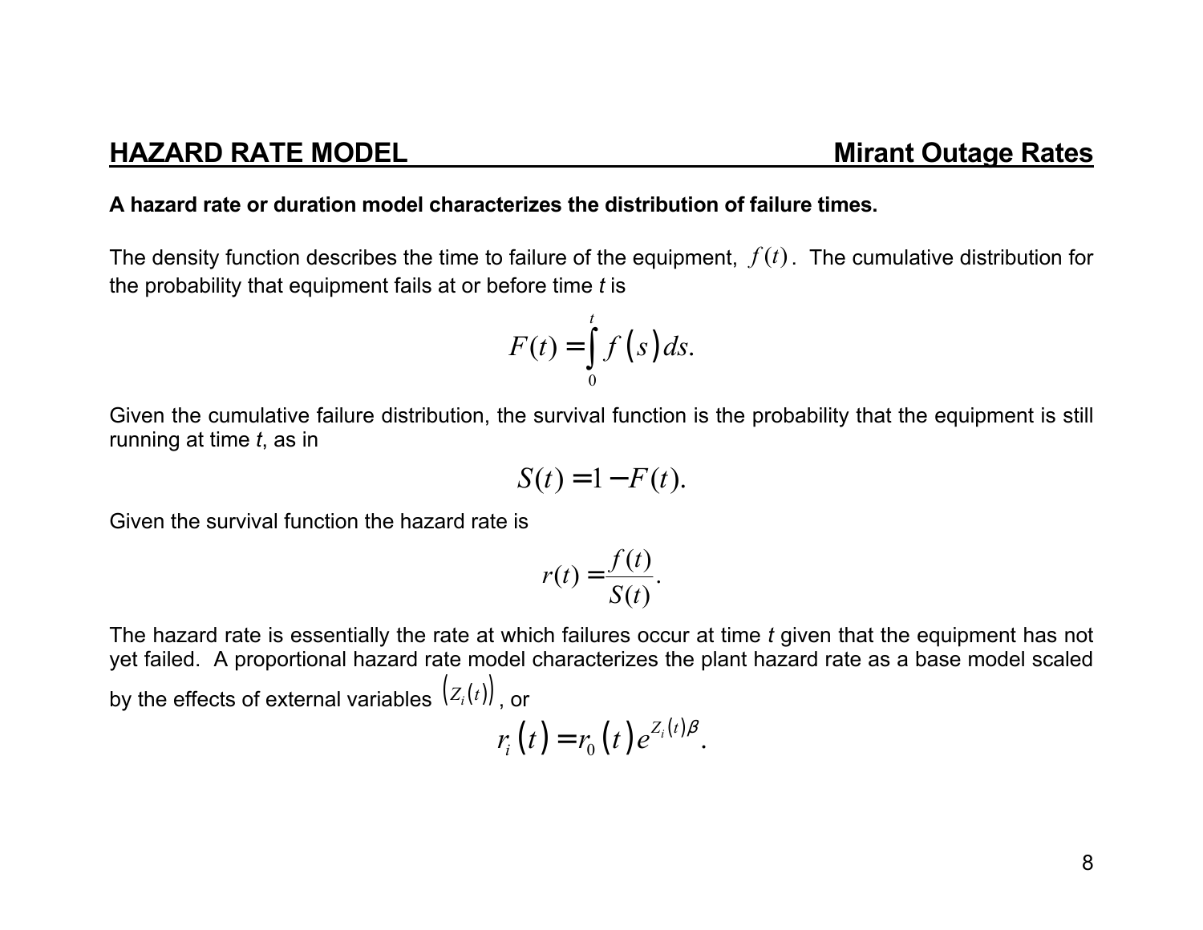## HAZARD RATE MODEL Mirant Outage Rates

**A hazard rate or duration model characterizes the distribution of failure times.**

The density function describes the time to failure of the equipment, $f(t)$. The cumulative distribution for the probability that equipment fails at or before time *t* is

$$F(t) = \int_0^t f(s)\,ds.$$

Given the cumulative failure distribution, the survival function is the probability that the equipment is still running at time *t*, as in

$$S(t) = 1 - F(t).$$

Given the survival function the hazard rate is

$$r(t) = \frac{f(t)}{S(t)}.$$

The hazard rate is essentially the rate at which failures occur at time *t* given that the equipment has not yet failed. A proportional hazard rate model characterizes the plant hazard rate as a base model scaled by the effects of external variables $\left(Z_i(t)\right)$, or

$$r_i(t) = r_0(t)e^{Z_i(t)\beta}.$$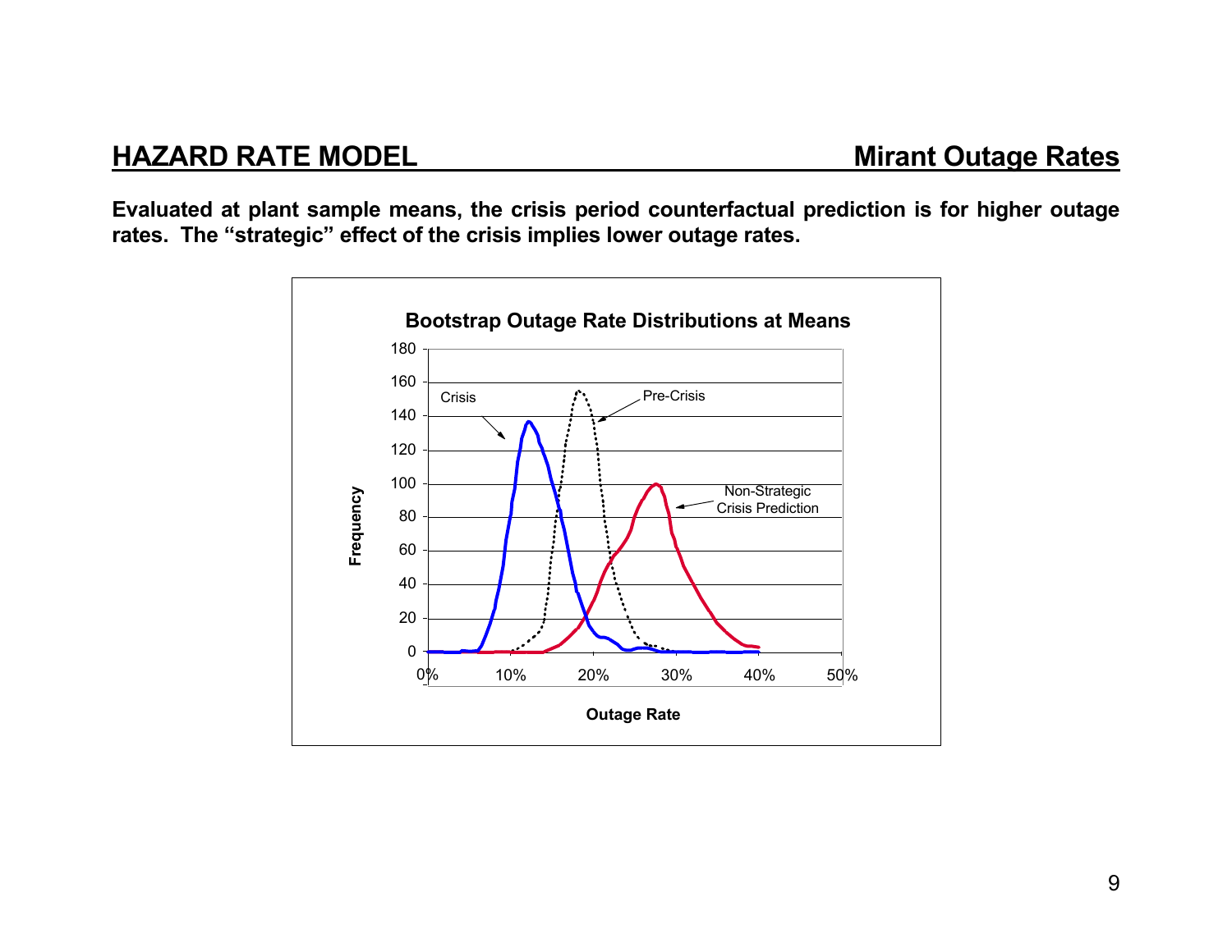## HAZARD RATE MODEL — Mirant Outage Rates

**Evaluated at plant sample means, the crisis period counterfactual prediction is for higher outage rates. The "strategic" effect of the crisis implies lower outage rates.**

**Bootstrap Outage Rate Distributions at Means**

Frequency (0–180) vs. Outage Rate (0%–50%)

Crisis

Pre-Crisis

Non-Strategic Crisis Prediction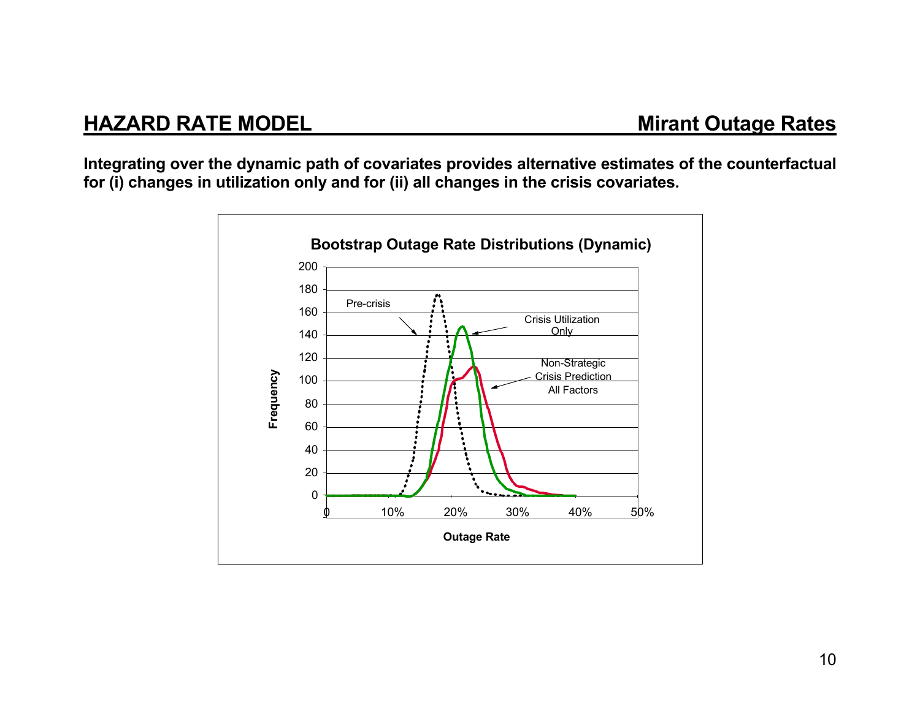## HAZARD RATE MODEL — Mirant Outage Rates

**Integrating over the dynamic path of covariates provides alternative estimates of the counterfactual for (i) changes in utilization only and for (ii) all changes in the crisis covariates.**

**Bootstrap Outage Rate Distributions (Dynamic)**

Pre-crisis

Crisis Utilization Only

Non-Strategic Crisis Prediction All Factors

Frequency: 0, 20, 40, 60, 80, 100, 120, 140, 160, 180, 200

Outage Rate: 0, 10%, 20%, 30%, 40%, 50%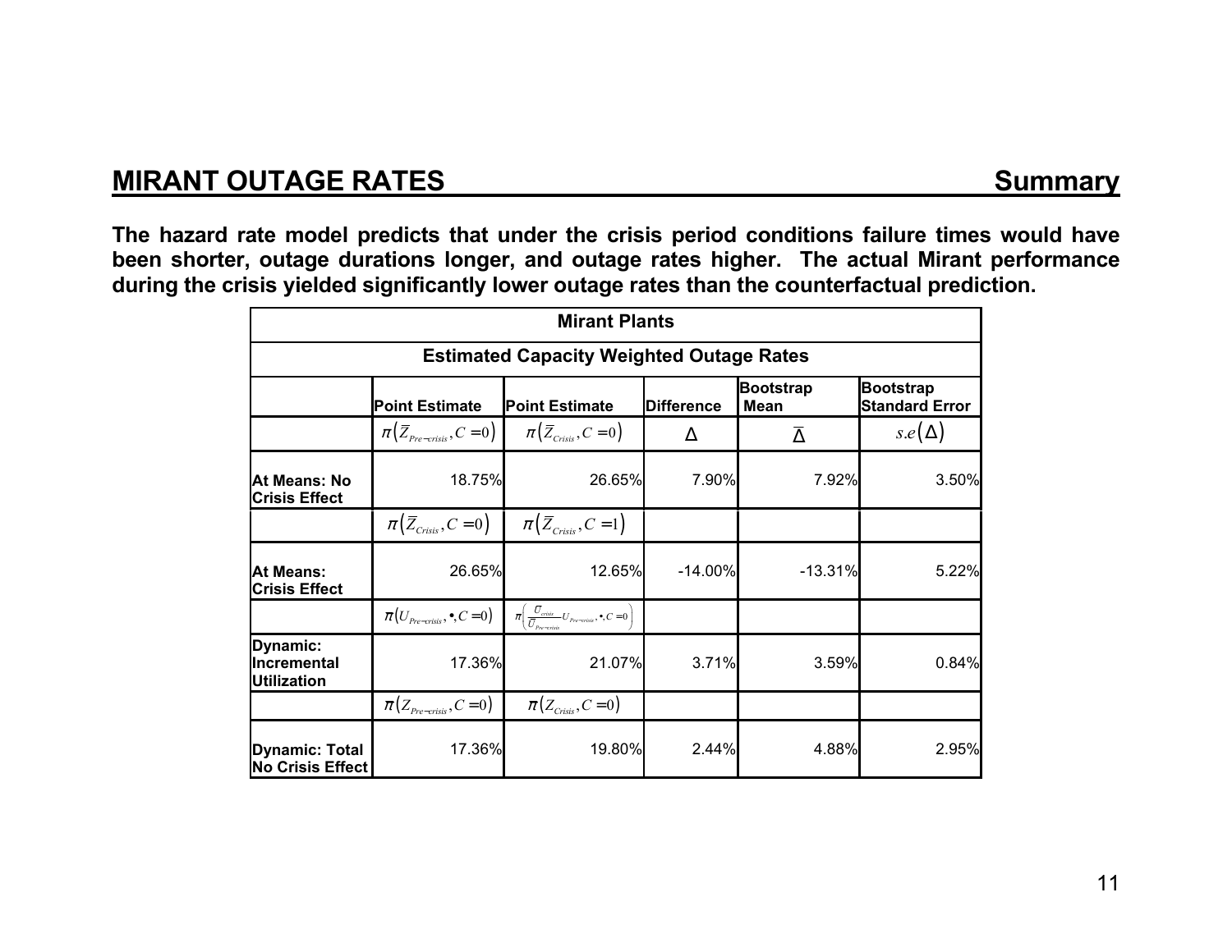## MIRANT OUTAGE RATES — Summary

**The hazard rate model predicts that under the crisis period conditions failure times would have been shorter, outage durations longer, and outage rates higher. The actual Mirant performance during the crisis yielded significantly lower outage rates than the counterfactual prediction.**

| Mirant Plants | | | | | |
|---|---|---|---|---|---|
| **Estimated Capacity Weighted Outage Rates** | | | | | |
| | **Point Estimate** | **Point Estimate** | **Difference** | **Bootstrap Mean** | **Bootstrap Standard Error** |
| | $\pi\left(\bar{Z}_{Pre-crisis}, C=0\right)$ | $\pi\left(\bar{Z}_{Crisis}, C=0\right)$ | $\Delta$ | $\bar{\Delta}$ | $s.e(\Delta)$ |
| **At Means: No Crisis Effect** | 18.75% | 26.65% | 7.90% | 7.92% | 3.50% |
| | $\pi\left(\bar{Z}_{Crisis}, C=0\right)$ | $\pi\left(\bar{Z}_{Crisis}, C=1\right)$ | | | |
| **At Means: Crisis Effect** | 26.65% | 12.65% | -14.00% | -13.31% | 5.22% |
| | $\pi\left(U_{Pre-crisis}, \bullet, C=0\right)$ | $\pi\left(\frac{\bar{U}_{crisis}}{\bar{U}_{Pre-crisis}} U_{Pre-crisis}, \bullet, C=0\right)$ | | | |
| **Dynamic: Incremental Utilization** | 17.36% | 21.07% | 3.71% | 3.59% | 0.84% |
| | $\pi\left(Z_{Pre-crisis}, C=0\right)$ | $\pi\left(Z_{Crisis}, C=0\right)$ | | | |
| **Dynamic: Total No Crisis Effect** | 17.36% | 19.80% | 2.44% | 4.88% | 2.95% |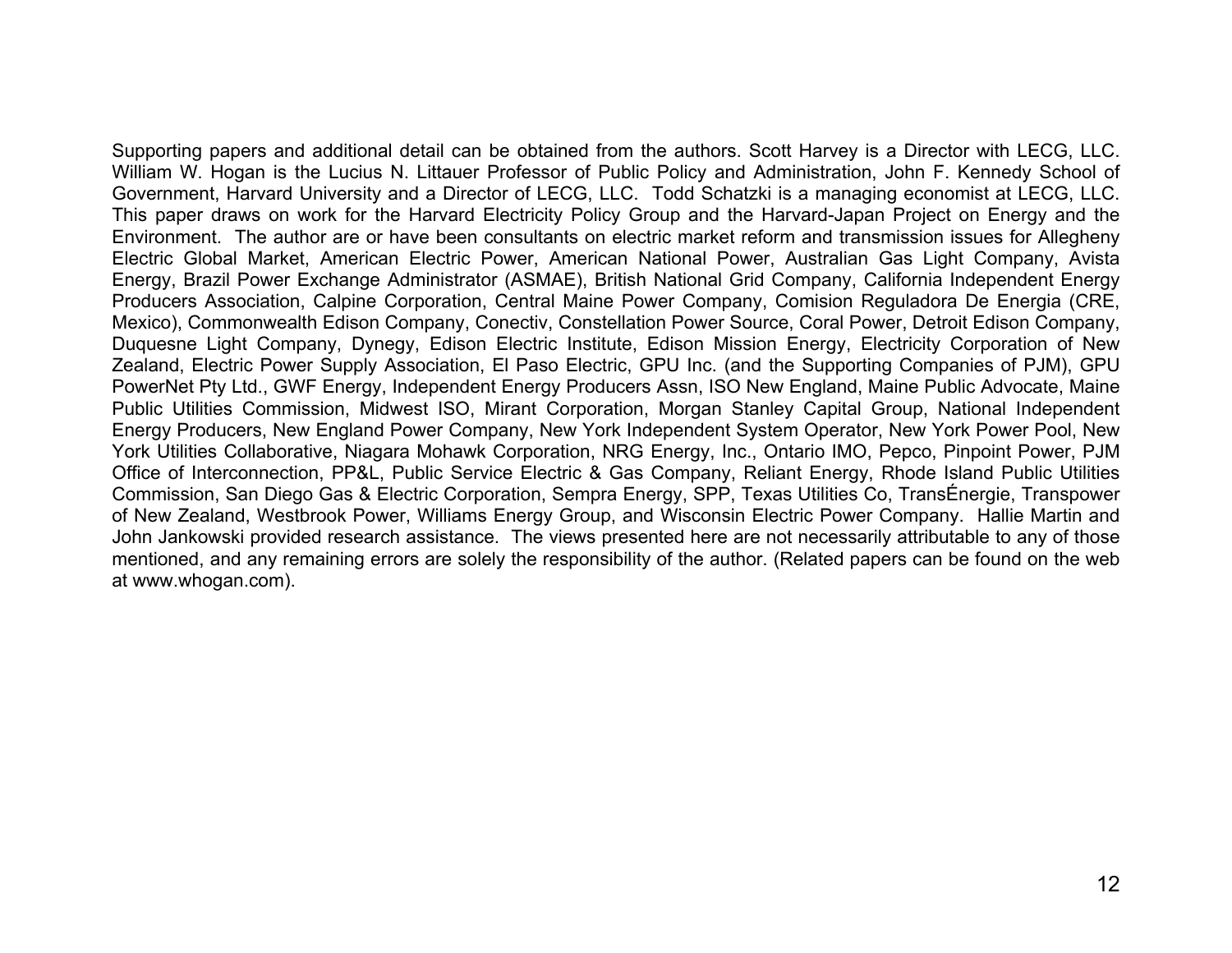Supporting papers and additional detail can be obtained from the authors. Scott Harvey is a Director with LECG, LLC. William W. Hogan is the Lucius N. Littauer Professor of Public Policy and Administration, John F. Kennedy School of Government, Harvard University and a Director of LECG, LLC. Todd Schatzki is a managing economist at LECG, LLC. This paper draws on work for the Harvard Electricity Policy Group and the Harvard-Japan Project on Energy and the Environment. The author are or have been consultants on electric market reform and transmission issues for Allegheny Electric Global Market, American Electric Power, American National Power, Australian Gas Light Company, Avista Energy, Brazil Power Exchange Administrator (ASMAE), British National Grid Company, California Independent Energy Producers Association, Calpine Corporation, Central Maine Power Company, Comision Reguladora De Energia (CRE, Mexico), Commonwealth Edison Company, Conectiv, Constellation Power Source, Coral Power, Detroit Edison Company, Duquesne Light Company, Dynegy, Edison Electric Institute, Edison Mission Energy, Electricity Corporation of New Zealand, Electric Power Supply Association, El Paso Electric, GPU Inc. (and the Supporting Companies of PJM), GPU PowerNet Pty Ltd., GWF Energy, Independent Energy Producers Assn, ISO New England, Maine Public Advocate, Maine Public Utilities Commission, Midwest ISO, Mirant Corporation, Morgan Stanley Capital Group, National Independent Energy Producers, New England Power Company, New York Independent System Operator, New York Power Pool, New York Utilities Collaborative, Niagara Mohawk Corporation, NRG Energy, Inc., Ontario IMO, Pepco, Pinpoint Power, PJM Office of Interconnection, PP&L, Public Service Electric & Gas Company, Reliant Energy, Rhode Island Public Utilities Commission, San Diego Gas & Electric Corporation, Sempra Energy, SPP, Texas Utilities Co, TransÉnergie, Transpower of New Zealand, Westbrook Power, Williams Energy Group, and Wisconsin Electric Power Company. Hallie Martin and John Jankowski provided research assistance. The views presented here are not necessarily attributable to any of those mentioned, and any remaining errors are solely the responsibility of the author. (Related papers can be found on the web at www.whogan.com).